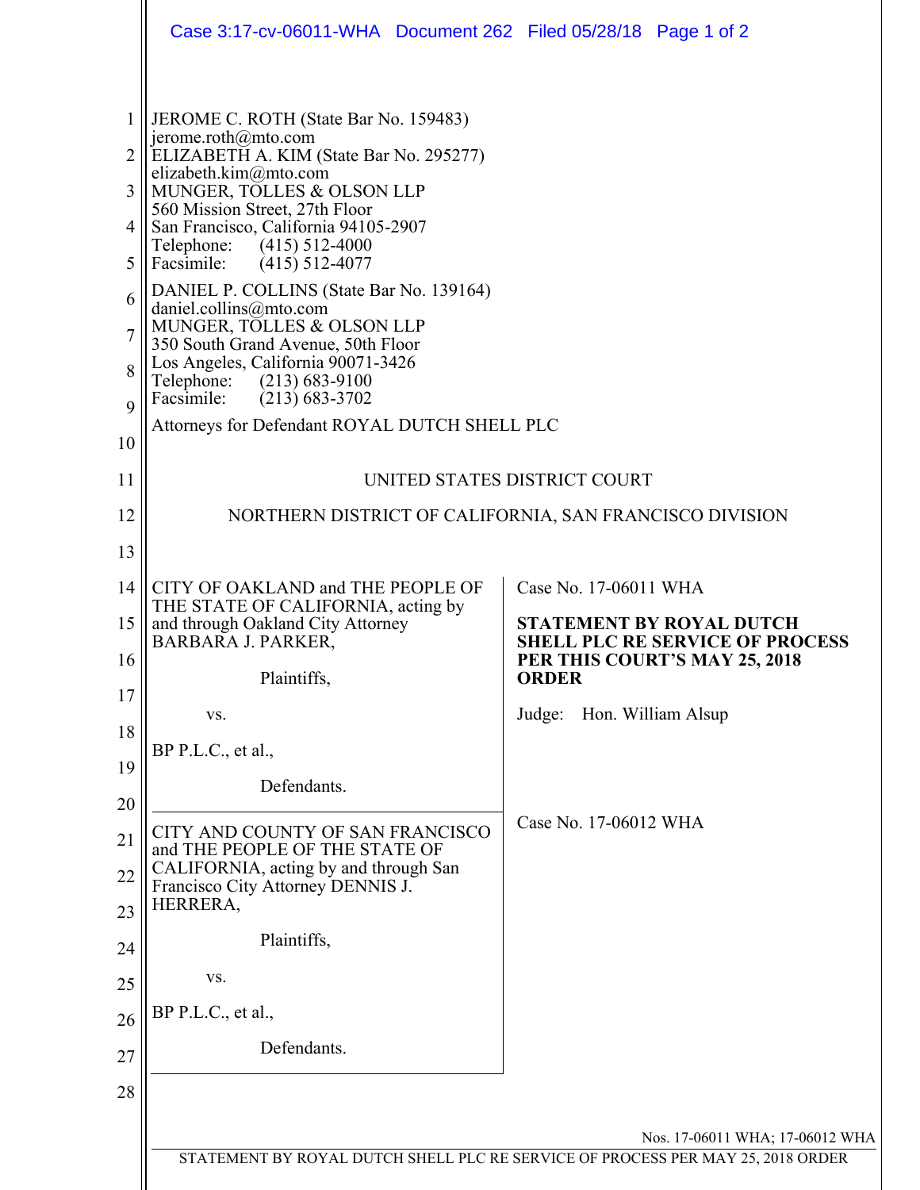JEROME C. ROTH (State Bar No. 159483)
jerome.roth@mto.com
ELIZABETH A. KIM (State Bar No. 295277)
elizabeth.kim@mto.com
MUNGER, TOLLES & OLSON LLP
560 Mission Street, 27th Floor
San Francisco, California 94105-2907
Telephone: (415) 512-4000
Facsimile: (415) 512-4077

DANIEL P. COLLINS (State Bar No. 139164)
daniel.collins@mto.com
MUNGER, TOLLES & OLSON LLP
350 South Grand Avenue, 50th Floor
Los Angeles, California 90071-3426
Telephone: (213) 683-9100
Facsimile: (213) 683-3702

Attorneys for Defendant ROYAL DUTCH SHELL PLC

UNITED STATES DISTRICT COURT

NORTHERN DISTRICT OF CALIFORNIA, SAN FRANCISCO DIVISION

| | |
|---|---|
| CITY OF OAKLAND and THE PEOPLE OF THE STATE OF CALIFORNIA, acting by and through Oakland City Attorney BARBARA J. PARKER,<br><br>Plaintiffs,<br><br>vs.<br><br>BP P.L.C., et al.,<br><br>Defendants. | Case No. 17-06011 WHA<br><br>**STATEMENT BY ROYAL DUTCH SHELL PLC RE SERVICE OF PROCESS PER THIS COURT'S MAY 25, 2018 ORDER**<br><br>Judge: Hon. William Alsup |
| CITY AND COUNTY OF SAN FRANCISCO and THE PEOPLE OF THE STATE OF CALIFORNIA, acting by and through San Francisco City Attorney DENNIS J. HERRERA,<br><br>Plaintiffs,<br><br>vs.<br><br>BP P.L.C., et al.,<br><br>Defendants. | Case No. 17-06012 WHA |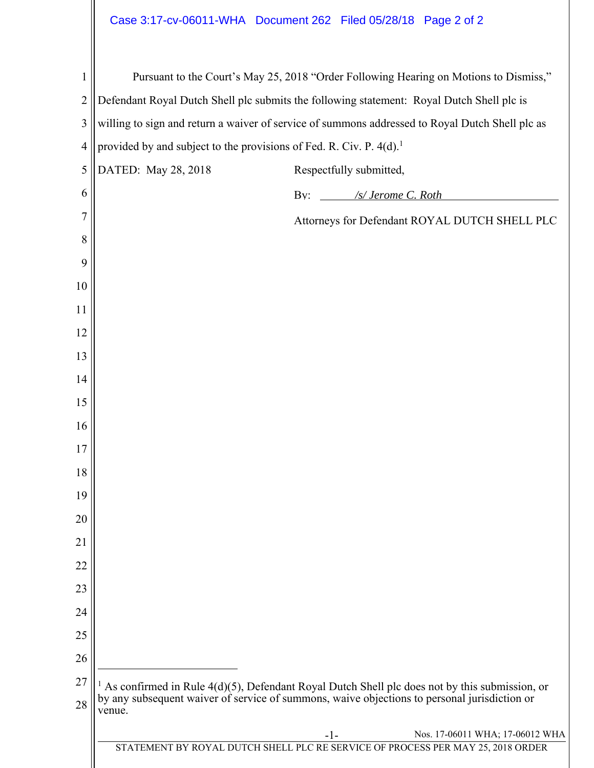Pursuant to the Court's May 25, 2018 "Order Following Hearing on Motions to Dismiss," Defendant Royal Dutch Shell plc submits the following statement: Royal Dutch Shell plc is willing to sign and return a waiver of service of summons addressed to Royal Dutch Shell plc as provided by and subject to the provisions of Fed. R. Civ. P. 4(d).[1]

DATED: May 28, 2018

Respectfully submitted,

By: */s/ Jerome C. Roth*

Attorneys for Defendant ROYAL DUTCH SHELL PLC

---

[1] As confirmed in Rule 4(d)(5), Defendant Royal Dutch Shell plc does not by this submission, or by any subsequent waiver of service of summons, waive objections to personal jurisdiction or venue.

Nos. 17-06011 WHA; 17-06012 WHA

STATEMENT BY ROYAL DUTCH SHELL PLC RE SERVICE OF PROCESS PER MAY 25, 2018 ORDER